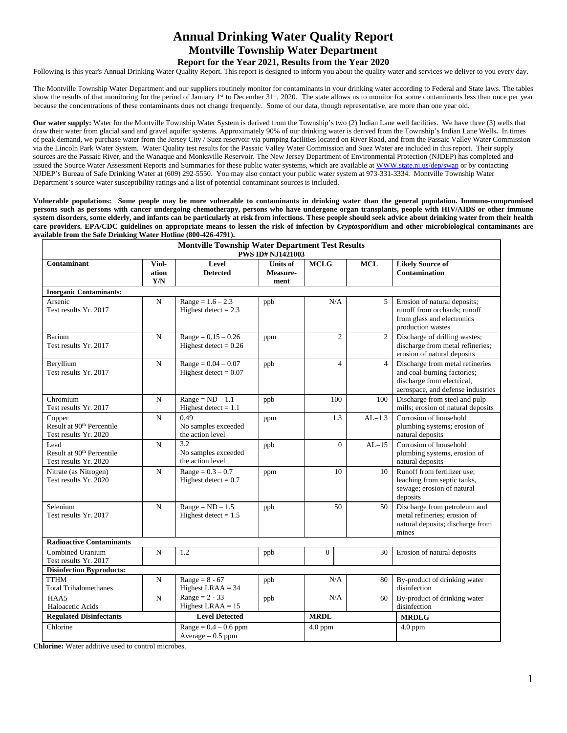# Annual Drinking Water Quality Report

## Montville Township Water Department

### Report for the Year 2021, Results from the Year 2020

Following is this year's Annual Drinking Water Quality Report. This report is designed to inform you about the quality water and services we deliver to you every day.

The Montville Township Water Department and our suppliers routinely monitor for contaminants in your drinking water according to Federal and State laws. The tables show the results of that monitoring for the period of January 1st to December 31st, 2020. The state allows us to monitor for some contaminants less than once per year because the concentrations of these contaminants does not change frequently. Some of our data, though representative, are more than one year old.

**Our water supply:** Water for the Montville Township Water System is derived from the Township's two (2) Indian Lane well facilities. We have three (3) wells that draw their water from glacial sand and gravel aquifer systems. Approximately 90% of our drinking water is derived from the Township's Indian Lane Wells**.** In times of peak demand, we purchase water from the Jersey City / Suez reservoir via pumping facilities located on River Road, and from the Passaic Valley Water Commission via the Lincoln Park Water System. Water Quality test results for the Passaic Valley Water Commission and Suez Water are included in this report. Their supply sources are the Passaic River, and the Wanaque and Monksville Reservoir. The New Jersey Department of Environmental Protection (NJDEP) has completed and issued the Source Water Assessment Reports and Summaries for these public water systems, which are available at WWW.state.nj.us/dep/swap or by contacting NJDEP's Bureau of Safe Drinking Water at (609) 292-5550. You may also contact your public water system at 973-331-3334. Montville Township Water Department's source water susceptibility ratings and a list of potential contaminant sources is included.

**Vulnerable populations: Some people may be more vulnerable to contaminants in drinking water than the general population. Immuno-compromised persons such as persons with cancer undergoing chemotherapy, persons who have undergone organ transplants, people with HIV/AIDS or other immune system disorders, some elderly, and infants can be particularly at risk from infections. These people should seek advice about drinking water from their health care providers. EPA/CDC guidelines on appropriate means to lessen the risk of infection by *Cryptosporidium* and other microbiological contaminants are available from the Safe Drinking Water Hotline (800-426-4791).**

| Montville Township Water Department Test Results PWS ID# NJ1421003 | | | | | | |
|---|---|---|---|---|---|---|
| **Contaminant** | **Violation Y/N** | **Level Detected** | **Units of Measurement** | **MCLG** | **MCL** | **Likely Source of Contamination** |
| **Inorganic Contaminants:** | | | | | | |
| Arsenic Test results Yr. 2017 | N | Range = 1.6 – 2.3 Highest detect = 2.3 | ppb | N/A | 5 | Erosion of natural deposits; runoff from orchards; runoff from glass and electronics production wastes |
| Barium Test results Yr. 2017 | N | Range = 0.15 – 0.26 Highest detect = 0.26 | ppm | 2 | 2 | Discharge of drilling wastes; discharge from metal refineries; erosion of natural deposits |
| Beryllium Test results Yr. 2017 | N | Range = 0.04 – 0.07 Highest detect = 0.07 | ppb | 4 | 4 | Discharge from metal refineries and coal-burning factories; discharge from electrical, aerospace, and defense industries |
| Chromium Test results Yr. 2017 | N | Range = ND – 1.1 Highest detect = 1.1 | ppb | 100 | 100 | Discharge from steel and pulp mills; erosion of natural deposits |
| Copper Result at 90th Percentile Test results Yr. 2020 | N | 0.49 No samples exceeded the action level | ppm | 1.3 | AL=1.3 | Corrosion of household plumbing systems; erosion of natural deposits |
| Lead Result at 90th Percentile Test results Yr. 2020 | N | 3.2 No samples exceeded the action level | ppb | 0 | AL=15 | Corrosion of household plumbing systems, erosion of natural deposits |
| Nitrate (as Nitrogen) Test results Yr. 2020 | N | Range = 0.3 – 0.7 Highest detect = 0.7 | ppm | 10 | 10 | Runoff from fertilizer use; leaching from septic tanks, sewage; erosion of natural deposits |
| Selenium Test results Yr. 2017 | N | Range = ND – 1.5 Highest detect = 1.5 | ppb | 50 | 50 | Discharge from petroleum and metal refineries; erosion of natural deposits; discharge from mines |
| **Radioactive Contaminants** | | | | | | |
| Combined Uranium Test results Yr. 2017 | N | 1.2 | ppb | 0 | 30 | Erosion of natural deposits |
| **Disinfection Byproducts:** | | | | | | |
| TTHM Total Trihalomethanes | N | Range = 8 - 67 Highest LRAA = 34 | ppb | N/A | 80 | By-product of drinking water disinfection |
| HAA5 Haloacetic Acids | N | Range = 2 - 33 Highest LRAA = 15 | ppb | N/A | 60 | By-product of drinking water disinfection |
| **Regulated Disinfectants** | | **Level Detected** | | **MRDL** | | **MRDLG** |
| Chlorine | | Range = 0.4 – 0.6 ppm Average = 0.5 ppm | | 4.0 ppm | | 4.0 ppm |

**Chlorine:** Water additive used to control microbes.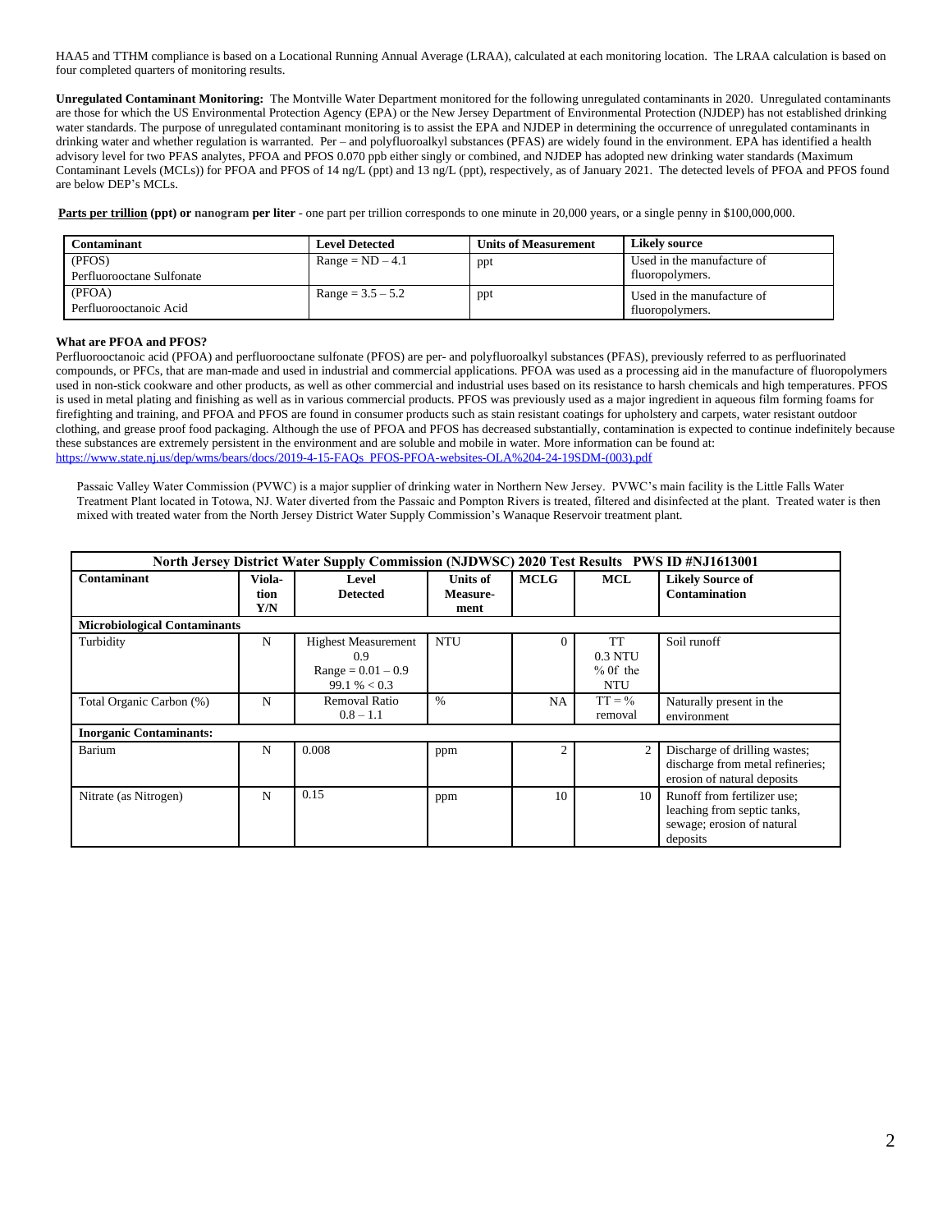HAA5 and TTHM compliance is based on a Locational Running Annual Average (LRAA), calculated at each monitoring location. The LRAA calculation is based on four completed quarters of monitoring results.

**Unregulated Contaminant Monitoring:** The Montville Water Department monitored for the following unregulated contaminants in 2020. Unregulated contaminants are those for which the US Environmental Protection Agency (EPA) or the New Jersey Department of Environmental Protection (NJDEP) has not established drinking water standards. The purpose of unregulated contaminant monitoring is to assist the EPA and NJDEP in determining the occurrence of unregulated contaminants in drinking water and whether regulation is warranted. Per – and polyfluoroalkyl substances (PFAS) are widely found in the environment. EPA has identified a health advisory level for two PFAS analytes, PFOA and PFOS 0.070 ppb either singly or combined, and NJDEP has adopted new drinking water standards (Maximum Contaminant Levels (MCLs)) for PFOA and PFOS of 14 ng/L (ppt) and 13 ng/L (ppt), respectively, as of January 2021. The detected levels of PFOA and PFOS found are below DEP's MCLs.

**Parts per trillion (ppt) or nanogram per liter** - one part per trillion corresponds to one minute in 20,000 years, or a single penny in $100,000,000.

| Contaminant | Level Detected | Units of Measurement | Likely source |
|---|---|---|---|
| (PFOS) Perfluorooctane Sulfonate | Range = ND – 4.1 | ppt | Used in the manufacture of fluoropolymers. |
| (PFOA) Perfluorooctanoic Acid | Range = 3.5 – 5.2 | ppt | Used in the manufacture of fluoropolymers. |

**What are PFOA and PFOS?**

Perfluorooctanoic acid (PFOA) and perfluorooctane sulfonate (PFOS) are per- and polyfluoroalkyl substances (PFAS), previously referred to as perfluorinated compounds, or PFCs, that are man-made and used in industrial and commercial applications. PFOA was used as a processing aid in the manufacture of fluoropolymers used in non-stick cookware and other products, as well as other commercial and industrial uses based on its resistance to harsh chemicals and high temperatures. PFOS is used in metal plating and finishing as well as in various commercial products. PFOS was previously used as a major ingredient in aqueous film forming foams for firefighting and training, and PFOA and PFOS are found in consumer products such as stain resistant coatings for upholstery and carpets, water resistant outdoor clothing, and grease proof food packaging. Although the use of PFOA and PFOS has decreased substantially, contamination is expected to continue indefinitely because these substances are extremely persistent in the environment and are soluble and mobile in water. More information can be found at: https://www.state.nj.us/dep/wms/bears/docs/2019-4-15-FAQs_PFOS-PFOA-websites-OLA%204-24-19SDM-(003).pdf

Passaic Valley Water Commission (PVWC) is a major supplier of drinking water in Northern New Jersey. PVWC's main facility is the Little Falls Water Treatment Plant located in Totowa, NJ. Water diverted from the Passaic and Pompton Rivers is treated, filtered and disinfected at the plant. Treated water is then mixed with treated water from the North Jersey District Water Supply Commission's Wanaque Reservoir treatment plant.

| North Jersey District Water Supply Commission (NJDWSC) 2020 Test Results PWS ID #NJ1613001 | | | | | | |
|---|---|---|---|---|---|---|
| **Contaminant** | **Violation Y/N** | **Level Detected** | **Units of Measurement** | **MCLG** | **MCL** | **Likely Source of Contamination** |
| **Microbiological Contaminants** | | | | | | |
| Turbidity | N | Highest Measurement 0.9 Range = 0.01 – 0.9 99.1 % < 0.3 | NTU | 0 | TT 0.3 NTU % 0f the NTU | Soil runoff |
| Total Organic Carbon (%) | N | Removal Ratio 0.8 – 1.1 | % | NA | TT = % removal | Naturally present in the environment |
| **Inorganic Contaminants:** | | | | | | |
| Barium | N | 0.008 | ppm | 2 | 2 | Discharge of drilling wastes; discharge from metal refineries; erosion of natural deposits |
| Nitrate (as Nitrogen) | N | 0.15 | ppm | 10 | 10 | Runoff from fertilizer use; leaching from septic tanks, sewage; erosion of natural deposits |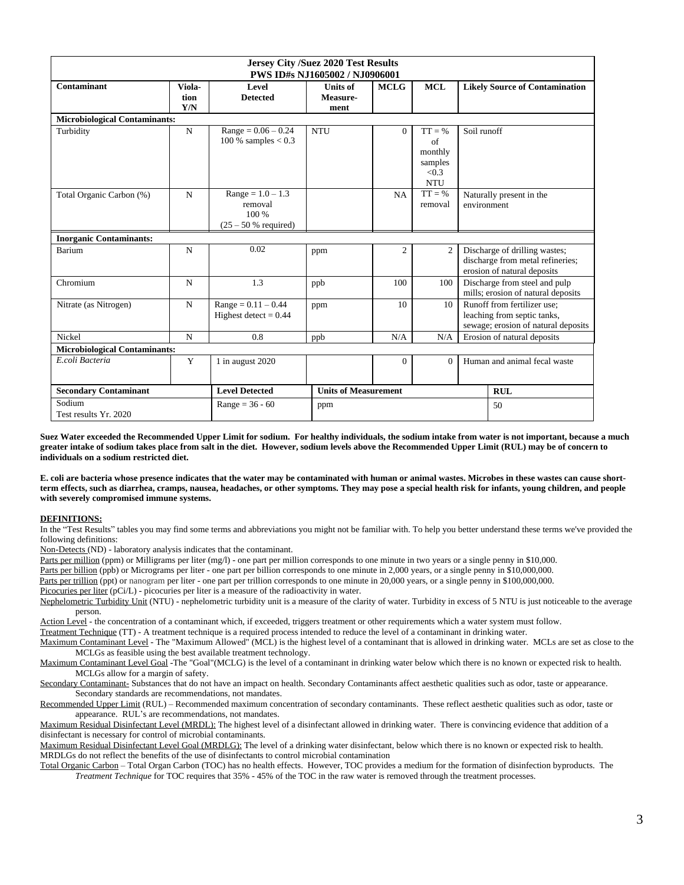| Jersey City /Suez 2020 Test Results<br>PWS ID#s NJ1605002 / NJ0906001 | | | | | | |
|---|---|---|---|---|---|---|
| **Contaminant** | **Viola-tion Y/N** | **Level Detected** | **Units of Measure-ment** | **MCLG** | **MCL** | **Likely Source of Contamination** |
| **Microbiological Contaminants:** | | | | | | |
| Turbidity | N | Range = 0.06 – 0.24<br>100 % samples < 0.3 | NTU | 0 | TT = % of monthly samples <0.3 NTU | Soil runoff |
| Total Organic Carbon (%) | N | Range = 1.0 – 1.3 removal<br>100 %<br>(25 – 50 % required) | | NA | TT = % removal | Naturally present in the environment |
| **Inorganic Contaminants:** | | | | | | |
| Barium | N | 0.02 | ppm | 2 | 2 | Discharge of drilling wastes; discharge from metal refineries; erosion of natural deposits |
| Chromium | N | 1.3 | ppb | 100 | 100 | Discharge from steel and pulp mills; erosion of natural deposits |
| Nitrate (as Nitrogen) | N | Range = 0.11 – 0.44<br>Highest detect = 0.44 | ppm | 10 | 10 | Runoff from fertilizer use; leaching from septic tanks, sewage; erosion of natural deposits |
| Nickel | N | 0.8 | ppb | N/A | N/A | Erosion of natural deposits |
| **Microbiological Contaminants:** | | | | | | |
| *E.coli Bacteria* | Y | 1 in august 2020 | | 0 | 0 | Human and animal fecal waste |

| **Secondary Contaminant** | **Level Detected** | **Units of Measurement** | **RUL** |
|---|---|---|---|
| Sodium<br>Test results Yr. 2020 | Range = 36 - 60 | ppm | 50 |

**Suez Water exceeded the Recommended Upper Limit for sodium. For healthy individuals, the sodium intake from water is not important, because a much greater intake of sodium takes place from salt in the diet. However, sodium levels above the Recommended Upper Limit (RUL) may be of concern to individuals on a sodium restricted diet.**

**E. coli are bacteria whose presence indicates that the water may be contaminated with human or animal wastes. Microbes in these wastes can cause short-term effects, such as diarrhea, cramps, nausea, headaches, or other symptoms. They may pose a special health risk for infants, young children, and people with severely compromised immune systems.**

**DEFINITIONS:**

In the "Test Results" tables you may find some terms and abbreviations you might not be familiar with. To help you better understand these terms we've provided the following definitions:

Non-Detects (ND) - laboratory analysis indicates that the contaminant.

Parts per million (ppm) or Milligrams per liter (mg/l) - one part per million corresponds to one minute in two years or a single penny in $10,000.

Parts per billion (ppb) or Micrograms per liter - one part per billion corresponds to one minute in 2,000 years, or a single penny in $10,000,000.

Parts per trillion (ppt) or nanogram per liter - one part per trillion corresponds to one minute in 20,000 years, or a single penny in $100,000,000.

Picocuries per liter (pCi/L) - picocuries per liter is a measure of the radioactivity in water.

Nephelometric Turbidity Unit (NTU) - nephelometric turbidity unit is a measure of the clarity of water. Turbidity in excess of 5 NTU is just noticeable to the average person.

Action Level - the concentration of a contaminant which, if exceeded, triggers treatment or other requirements which a water system must follow.

Treatment Technique (TT) - A treatment technique is a required process intended to reduce the level of a contaminant in drinking water.

Maximum Contaminant Level - The "Maximum Allowed" (MCL) is the highest level of a contaminant that is allowed in drinking water. MCLs are set as close to the MCLGs as feasible using the best available treatment technology.

Maximum Contaminant Level Goal -The "Goal"(MCLG) is the level of a contaminant in drinking water below which there is no known or expected risk to health. MCLGs allow for a margin of safety.

Secondary Contaminant- Substances that do not have an impact on health. Secondary Contaminants affect aesthetic qualities such as odor, taste or appearance. Secondary standards are recommendations, not mandates.

Recommended Upper Limit (RUL) – Recommended maximum concentration of secondary contaminants. These reflect aesthetic qualities such as odor, taste or appearance. RUL's are recommendations, not mandates.

Maximum Residual Disinfectant Level (MRDL): The highest level of a disinfectant allowed in drinking water. There is convincing evidence that addition of a disinfectant is necessary for control of microbial contaminants.

Maximum Residual Disinfectant Level Goal (MRDLG): The level of a drinking water disinfectant, below which there is no known or expected risk to health. MRDLGs do not reflect the benefits of the use of disinfectants to control microbial contamination

Total Organic Carbon – Total Organ Carbon (TOC) has no health effects. However, TOC provides a medium for the formation of disinfection byproducts. The *Treatment Technique* for TOC requires that 35% - 45% of the TOC in the raw water is removed through the treatment processes.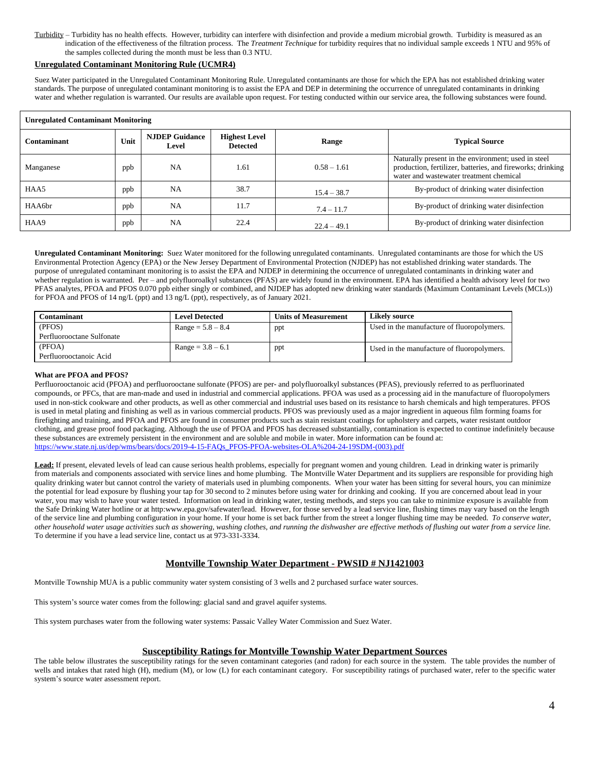Turbidity – Turbidity has no health effects. However, turbidity can interfere with disinfection and provide a medium microbial growth. Turbidity is measured as an indication of the effectiveness of the filtration process. The *Treatment Technique* for turbidity requires that no individual sample exceeds 1 NTU and 95% of the samples collected during the month must be less than 0.3 NTU.

**Unregulated Contaminant Monitoring Rule (UCMR4)**

Suez Water participated in the Unregulated Contaminant Monitoring Rule. Unregulated contaminants are those for which the EPA has not established drinking water standards. The purpose of unregulated contaminant monitoring is to assist the EPA and DEP in determining the occurrence of unregulated contaminants in drinking water and whether regulation is warranted. Our results are available upon request. For testing conducted within our service area, the following substances were found.

| **Unregulated Contaminant Monitoring** | | | | | |
|---|---|---|---|---|---|
| **Contaminant** | **Unit** | **NJDEP Guidance Level** | **Highest Level Detected** | **Range** | **Typical Source** |
| Manganese | ppb | NA | 1.61 | 0.58 – 1.61 | Naturally present in the environment; used in steel production, fertilizer, batteries, and fireworks; drinking water and wastewater treatment chemical |
| HAA5 | ppb | NA | 38.7 | 15.4 – 38.7 | By-product of drinking water disinfection |
| HAA6br | ppb | NA | 11.7 | 7.4 – 11.7 | By-product of drinking water disinfection |
| HAA9 | ppb | NA | 22.4 | 22.4 – 49.1 | By-product of drinking water disinfection |

**Unregulated Contaminant Monitoring:** Suez Water monitored for the following unregulated contaminants. Unregulated contaminants are those for which the US Environmental Protection Agency (EPA) or the New Jersey Department of Environmental Protection (NJDEP) has not established drinking water standards. The purpose of unregulated contaminant monitoring is to assist the EPA and NJDEP in determining the occurrence of unregulated contaminants in drinking water and whether regulation is warranted. Per – and polyfluoroalkyl substances (PFAS) are widely found in the environment. EPA has identified a health advisory level for two PFAS analytes, PFOA and PFOS 0.070 ppb either singly or combined, and NJDEP has adopted new drinking water standards (Maximum Contaminant Levels (MCLs)) for PFOA and PFOS of 14 ng/L (ppt) and 13 ng/L (ppt), respectively, as of January 2021.

| **Contaminant** | **Level Detected** | **Units of Measurement** | **Likely source** |
|---|---|---|---|
| (PFOS) Perfluorooctane Sulfonate | Range = 5.8 – 8.4 | ppt | Used in the manufacture of fluoropolymers. |
| (PFOA) Perfluorooctanoic Acid | Range = 3.8 – 6.1 | ppt | Used in the manufacture of fluoropolymers. |

**What are PFOA and PFOS?**

Perfluorooctanoic acid (PFOA) and perfluorooctane sulfonate (PFOS) are per- and polyfluoroalkyl substances (PFAS), previously referred to as perfluorinated compounds, or PFCs, that are man-made and used in industrial and commercial applications. PFOA was used as a processing aid in the manufacture of fluoropolymers used in non-stick cookware and other products, as well as other commercial and industrial uses based on its resistance to harsh chemicals and high temperatures. PFOS is used in metal plating and finishing as well as in various commercial products. PFOS was previously used as a major ingredient in aqueous film forming foams for firefighting and training, and PFOA and PFOS are found in consumer products such as stain resistant coatings for upholstery and carpets, water resistant outdoor clothing, and grease proof food packaging. Although the use of PFOA and PFOS has decreased substantially, contamination is expected to continue indefinitely because these substances are extremely persistent in the environment and are soluble and mobile in water. More information can be found at: https://www.state.nj.us/dep/wms/bears/docs/2019-4-15-FAQs_PFOS-PFOA-websites-OLA%204-24-19SDM-(003).pdf

**Lead:** If present, elevated levels of lead can cause serious health problems, especially for pregnant women and young children. Lead in drinking water is primarily from materials and components associated with service lines and home plumbing. The Montville Water Department and its suppliers are responsible for providing high quality drinking water but cannot control the variety of materials used in plumbing components. When your water has been sitting for several hours, you can minimize the potential for lead exposure by flushing your tap for 30 second to 2 minutes before using water for drinking and cooking. If you are concerned about lead in your water, you may wish to have your water tested. Information on lead in drinking water, testing methods, and steps you can take to minimize exposure is available from the Safe Drinking Water hotline or at http:www.epa.gov/safewater/lead. However, for those served by a lead service line, flushing times may vary based on the length of the service line and plumbing configuration in your home. If your home is set back further from the street a longer flushing time may be needed. *To conserve water, other household water usage activities such as showering, washing clothes, and running the dishwasher are effective methods of flushing out water from a service line.* To determine if you have a lead service line, contact us at 973-331-3334.

## Montville Township Water Department - PWSID # NJ1421003

Montville Township MUA is a public community water system consisting of 3 wells and 2 purchased surface water sources.

This system's source water comes from the following: glacial sand and gravel aquifer systems.

This system purchases water from the following water systems: Passaic Valley Water Commission and Suez Water.

## Susceptibility Ratings for Montville Township Water Department Sources

The table below illustrates the susceptibility ratings for the seven contaminant categories (and radon) for each source in the system. The table provides the number of wells and intakes that rated high (H), medium (M), or low (L) for each contaminant category. For susceptibility ratings of purchased water, refer to the specific water system's source water assessment report.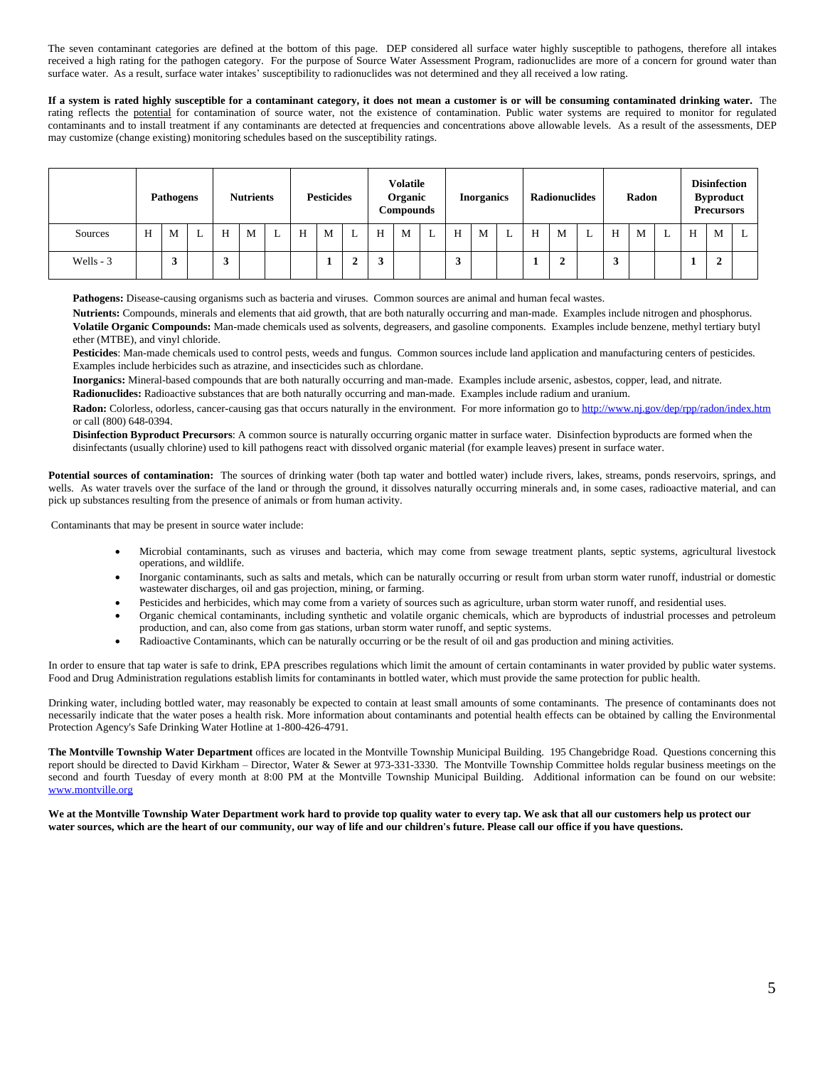The seven contaminant categories are defined at the bottom of this page. DEP considered all surface water highly susceptible to pathogens, therefore all intakes received a high rating for the pathogen category. For the purpose of Source Water Assessment Program, radionuclides are more of a concern for ground water than surface water. As a result, surface water intakes' susceptibility to radionuclides was not determined and they all received a low rating.

**If a system is rated highly susceptible for a contaminant category, it does not mean a customer is or will be consuming contaminated drinking water.** The rating reflects the potential for contamination of source water, not the existence of contamination. Public water systems are required to monitor for regulated contaminants and to install treatment if any contaminants are detected at frequencies and concentrations above allowable levels. As a result of the assessments, DEP may customize (change existing) monitoring schedules based on the susceptibility ratings.

| | **Pathogens** | | | **Nutrients** | | | **Pesticides** | | | **Volatile Organic Compounds** | | | **Inorganics** | | | **Radionuclides** | | | **Radon** | | | **Disinfection Byproduct Precursors** | | |
|---|---|---|---|---|---|---|---|---|---|---|---|---|---|---|---|---|---|---|---|---|---|---|---|---|
| Sources | H | M | L | H | M | L | H | M | L | H | M | L | H | M | L | H | M | L | H | M | L | H | M | L |
| Wells - 3 | | **3** | | **3** | | | | **1** | **2** | **3** | | | **3** | | | **1** | **2** | | **3** | | | **1** | **2** | |

**Pathogens:** Disease-causing organisms such as bacteria and viruses. Common sources are animal and human fecal wastes.

**Nutrients:** Compounds, minerals and elements that aid growth, that are both naturally occurring and man-made. Examples include nitrogen and phosphorus.

**Volatile Organic Compounds:** Man-made chemicals used as solvents, degreasers, and gasoline components. Examples include benzene, methyl tertiary butyl ether (MTBE), and vinyl chloride.

**Pesticides**: Man-made chemicals used to control pests, weeds and fungus. Common sources include land application and manufacturing centers of pesticides. Examples include herbicides such as atrazine, and insecticides such as chlordane.

**Inorganics:** Mineral-based compounds that are both naturally occurring and man-made. Examples include arsenic, asbestos, copper, lead, and nitrate.

**Radionuclides:** Radioactive substances that are both naturally occurring and man-made. Examples include radium and uranium.

**Radon:** Colorless, odorless, cancer-causing gas that occurs naturally in the environment. For more information go to http://www.nj.gov/dep/rpp/radon/index.htm or call (800) 648-0394.

**Disinfection Byproduct Precursors**: A common source is naturally occurring organic matter in surface water. Disinfection byproducts are formed when the disinfectants (usually chlorine) used to kill pathogens react with dissolved organic material (for example leaves) present in surface water.

**Potential sources of contamination:** The sources of drinking water (both tap water and bottled water) include rivers, lakes, streams, ponds reservoirs, springs, and wells. As water travels over the surface of the land or through the ground, it dissolves naturally occurring minerals and, in some cases, radioactive material, and can pick up substances resulting from the presence of animals or from human activity.

Contaminants that may be present in source water include:

- Microbial contaminants, such as viruses and bacteria, which may come from sewage treatment plants, septic systems, agricultural livestock operations, and wildlife.
- Inorganic contaminants, such as salts and metals, which can be naturally occurring or result from urban storm water runoff, industrial or domestic wastewater discharges, oil and gas projection, mining, or farming.
- Pesticides and herbicides, which may come from a variety of sources such as agriculture, urban storm water runoff, and residential uses.
- Organic chemical contaminants, including synthetic and volatile organic chemicals, which are byproducts of industrial processes and petroleum production, and can, also come from gas stations, urban storm water runoff, and septic systems.
- Radioactive Contaminants, which can be naturally occurring or be the result of oil and gas production and mining activities.

In order to ensure that tap water is safe to drink, EPA prescribes regulations which limit the amount of certain contaminants in water provided by public water systems. Food and Drug Administration regulations establish limits for contaminants in bottled water, which must provide the same protection for public health.

Drinking water, including bottled water, may reasonably be expected to contain at least small amounts of some contaminants. The presence of contaminants does not necessarily indicate that the water poses a health risk. More information about contaminants and potential health effects can be obtained by calling the Environmental Protection Agency's Safe Drinking Water Hotline at 1-800-426-4791.

**The Montville Township Water Department** offices are located in the Montville Township Municipal Building. 195 Changebridge Road. Questions concerning this report should be directed to David Kirkham – Director, Water & Sewer at 973-331-3330. The Montville Township Committee holds regular business meetings on the second and fourth Tuesday of every month at 8:00 PM at the Montville Township Municipal Building. Additional information can be found on our website: www.montville.org

**We at the Montville Township Water Department work hard to provide top quality water to every tap. We ask that all our customers help us protect our water sources, which are the heart of our community, our way of life and our children's future. Please call our office if you have questions.**